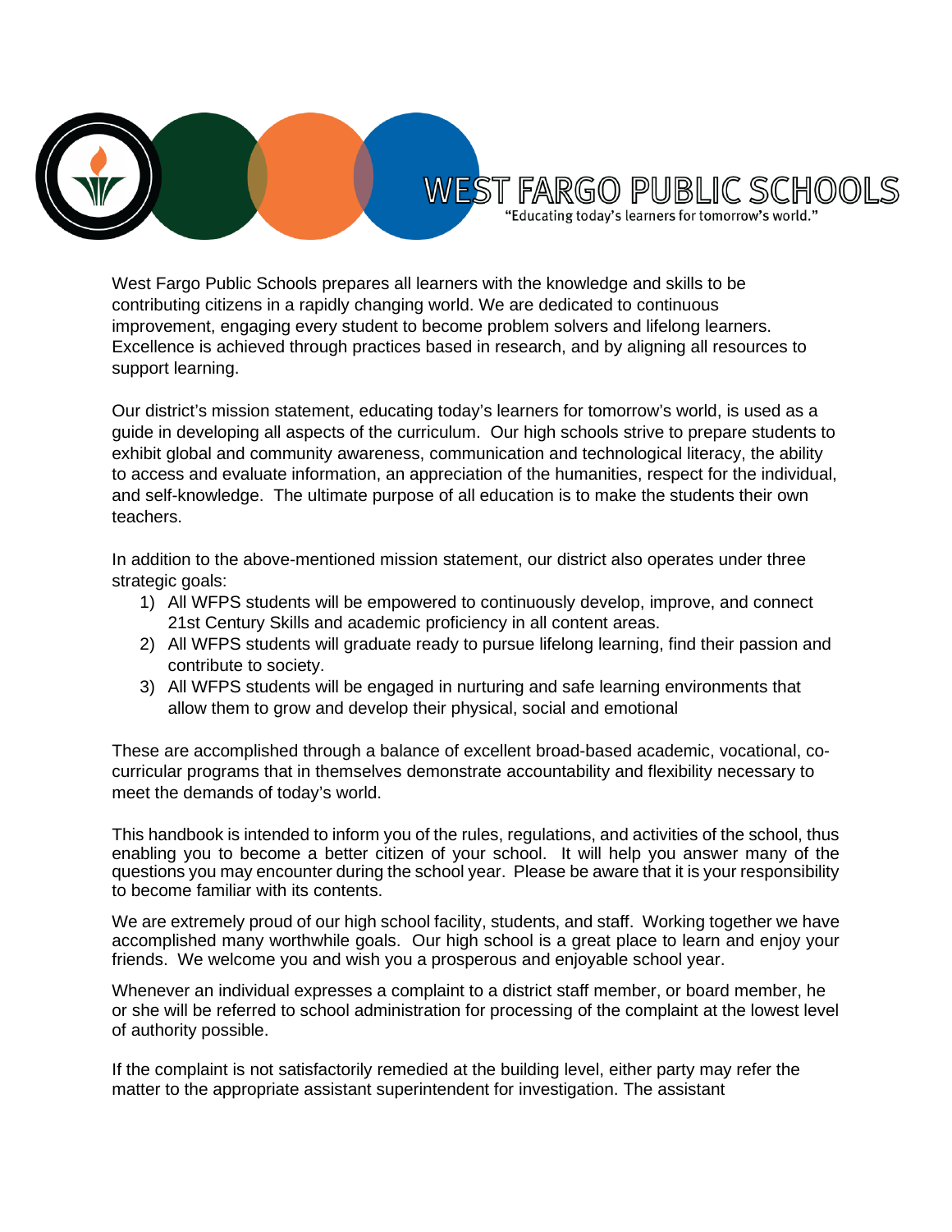# WEST FARGO PUBLIC SCHOOLS

"Educating today's learners for tomorrow's world."

West Fargo Public Schools prepares all learners with the knowledge and skills to be contributing citizens in a rapidly changing world. We are dedicated to continuous improvement, engaging every student to become problem solvers and lifelong learners. Excellence is achieved through practices based in research, and by aligning all resources to support learning.

Our district's mission statement, educating today's learners for tomorrow's world, is used as a guide in developing all aspects of the curriculum. Our high schools strive to prepare students to exhibit global and community awareness, communication and technological literacy, the ability to access and evaluate information, an appreciation of the humanities, respect for the individual, and self-knowledge. The ultimate purpose of all education is to make the students their own teachers.

In addition to the above-mentioned mission statement, our district also operates under three strategic goals:

1) All WFPS students will be empowered to continuously develop, improve, and connect 21st Century Skills and academic proficiency in all content areas.
2) All WFPS students will graduate ready to pursue lifelong learning, find their passion and contribute to society.
3) All WFPS students will be engaged in nurturing and safe learning environments that allow them to grow and develop their physical, social and emotional

These are accomplished through a balance of excellent broad-based academic, vocational, co-curricular programs that in themselves demonstrate accountability and flexibility necessary to meet the demands of today's world.

This handbook is intended to inform you of the rules, regulations, and activities of the school, thus enabling you to become a better citizen of your school. It will help you answer many of the questions you may encounter during the school year. Please be aware that it is your responsibility to become familiar with its contents.

We are extremely proud of our high school facility, students, and staff. Working together we have accomplished many worthwhile goals. Our high school is a great place to learn and enjoy your friends. We welcome you and wish you a prosperous and enjoyable school year.

Whenever an individual expresses a complaint to a district staff member, or board member, he or she will be referred to school administration for processing of the complaint at the lowest level of authority possible.

If the complaint is not satisfactorily remedied at the building level, either party may refer the matter to the appropriate assistant superintendent for investigation. The assistant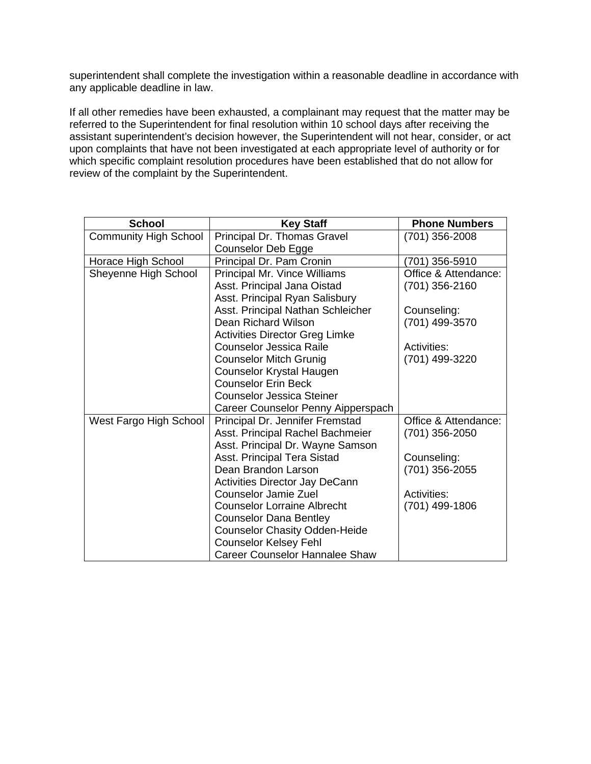superintendent shall complete the investigation within a reasonable deadline in accordance with any applicable deadline in law.

If all other remedies have been exhausted, a complainant may request that the matter may be referred to the Superintendent for final resolution within 10 school days after receiving the assistant superintendent's decision however, the Superintendent will not hear, consider, or act upon complaints that have not been investigated at each appropriate level of authority or for which specific complaint resolution procedures have been established that do not allow for review of the complaint by the Superintendent.

| School | Key Staff | Phone Numbers |
|---|---|---|
| Community High School | Principal Dr. Thomas Gravel<br>Counselor Deb Egge | (701) 356-2008 |
| Horace High School | Principal Dr. Pam Cronin | (701) 356-5910 |
| Sheyenne High School | Principal Mr. Vince Williams<br>Asst. Principal Jana Oistad<br>Asst. Principal Ryan Salisbury<br>Asst. Principal Nathan Schleicher<br>Dean Richard Wilson<br>Activities Director Greg Limke<br>Counselor Jessica Raile<br>Counselor Mitch Grunig<br>Counselor Krystal Haugen<br>Counselor Erin Beck<br>Counselor Jessica Steiner<br>Career Counselor Penny Aipperspach | Office & Attendance:<br>(701) 356-2160<br><br>Counseling:<br>(701) 499-3570<br><br>Activities:<br>(701) 499-3220 |
| West Fargo High School | Principal Dr. Jennifer Fremstad<br>Asst. Principal Rachel Bachmeier<br>Asst. Principal Dr. Wayne Samson<br>Asst. Principal Tera Sistad<br>Dean Brandon Larson<br>Activities Director Jay DeCann<br>Counselor Jamie Zuel<br>Counselor Lorraine Albrecht<br>Counselor Dana Bentley<br>Counselor Chasity Odden-Heide<br>Counselor Kelsey Fehl<br>Career Counselor Hannalee Shaw | Office & Attendance:<br>(701) 356-2050<br><br>Counseling:<br>(701) 356-2055<br><br>Activities:<br>(701) 499-1806 |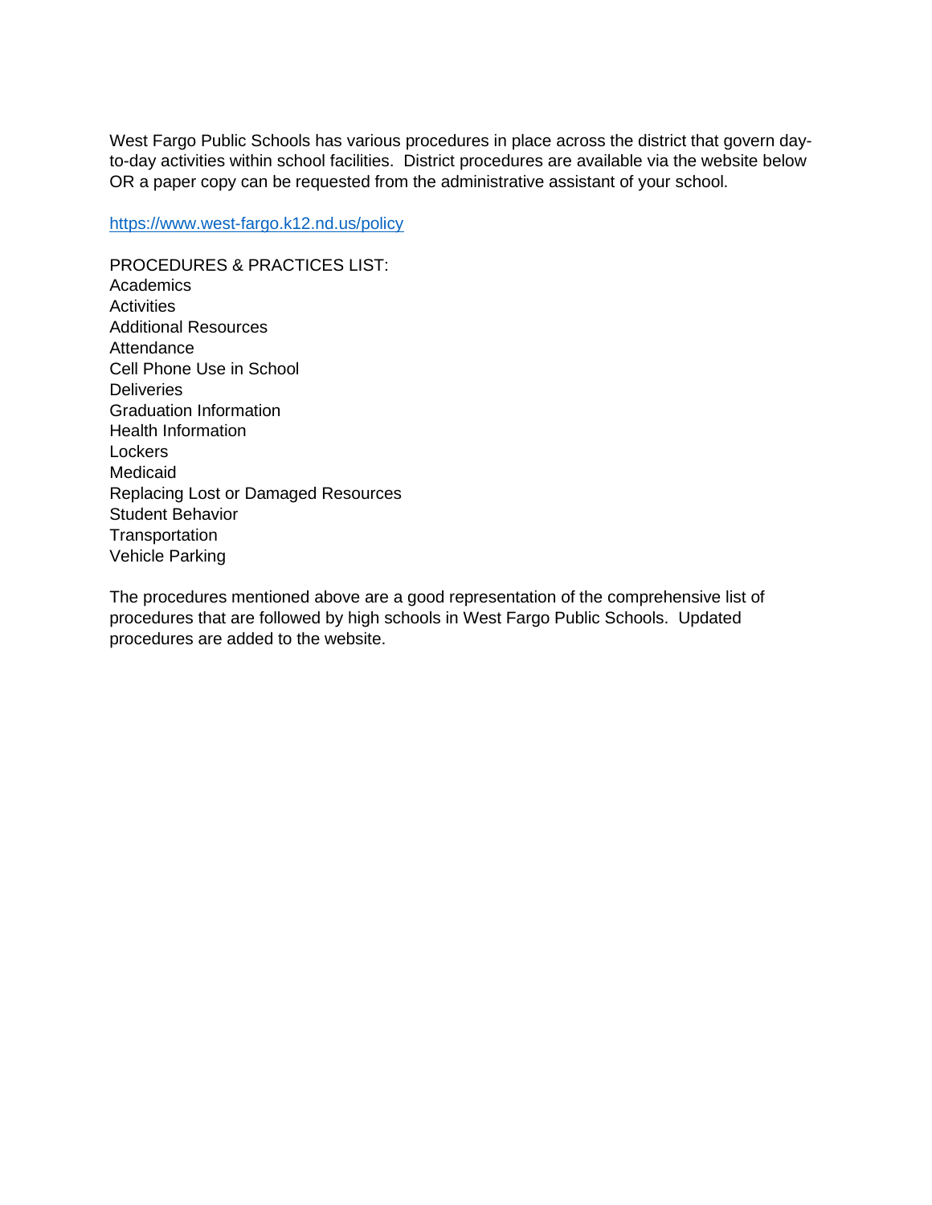West Fargo Public Schools has various procedures in place across the district that govern day-to-day activities within school facilities. District procedures are available via the website below OR a paper copy can be requested from the administrative assistant of your school.

[https://www.west-fargo.k12.nd.us/policy](https://www.west-fargo.k12.nd.us/policy)

PROCEDURES & PRACTICES LIST:
Academics
Activities
Additional Resources
Attendance
Cell Phone Use in School
Deliveries
Graduation Information
Health Information
Lockers
Medicaid
Replacing Lost or Damaged Resources
Student Behavior
Transportation
Vehicle Parking

The procedures mentioned above are a good representation of the comprehensive list of procedures that are followed by high schools in West Fargo Public Schools. Updated procedures are added to the website.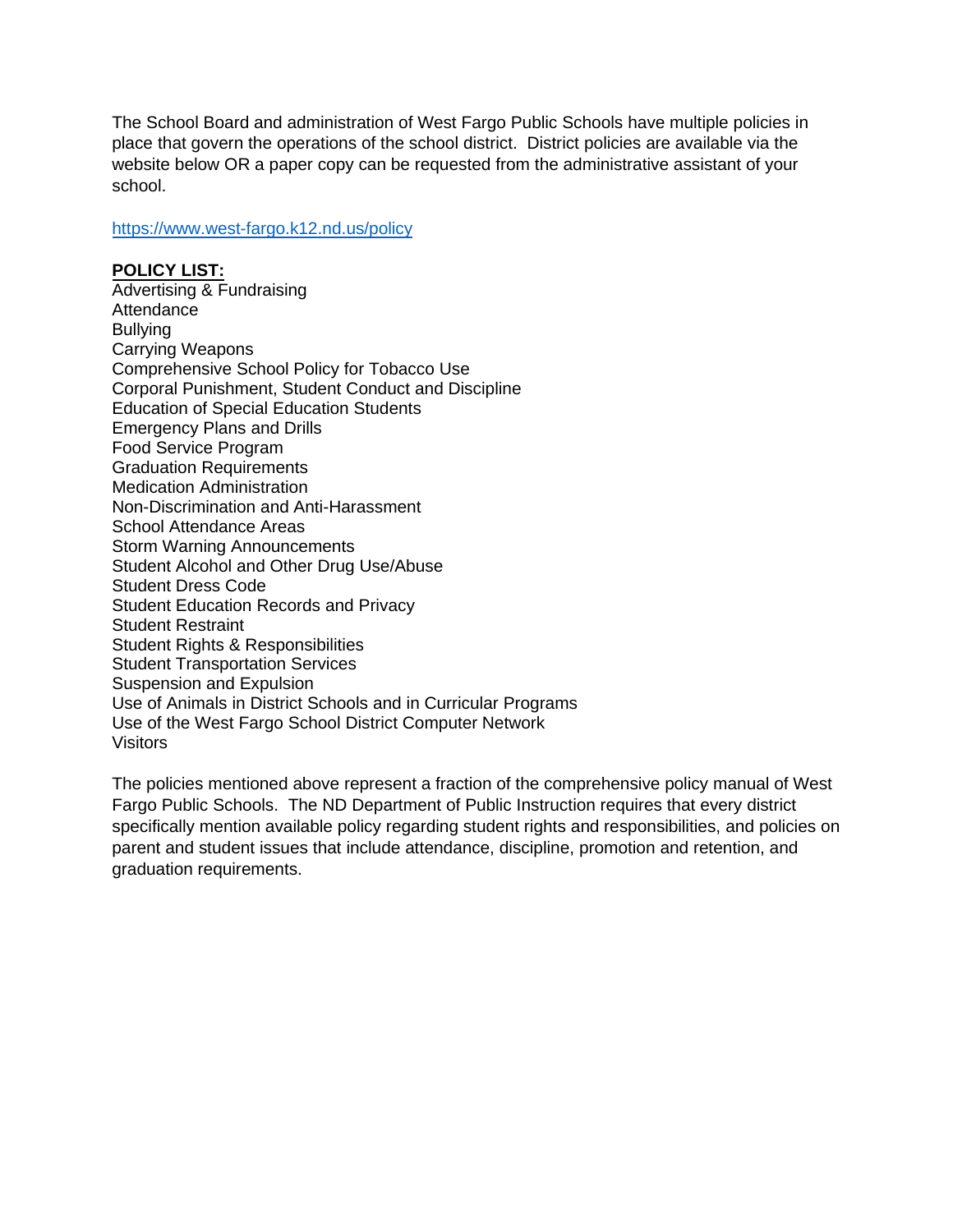The School Board and administration of West Fargo Public Schools have multiple policies in place that govern the operations of the school district. District policies are available via the website below OR a paper copy can be requested from the administrative assistant of your school.

https://www.west-fargo.k12.nd.us/policy

**POLICY LIST:**

Advertising & Fundraising
Attendance
Bullying
Carrying Weapons
Comprehensive School Policy for Tobacco Use
Corporal Punishment, Student Conduct and Discipline
Education of Special Education Students
Emergency Plans and Drills
Food Service Program
Graduation Requirements
Medication Administration
Non-Discrimination and Anti-Harassment
School Attendance Areas
Storm Warning Announcements
Student Alcohol and Other Drug Use/Abuse
Student Dress Code
Student Education Records and Privacy
Student Restraint
Student Rights & Responsibilities
Student Transportation Services
Suspension and Expulsion
Use of Animals in District Schools and in Curricular Programs
Use of the West Fargo School District Computer Network
Visitors

The policies mentioned above represent a fraction of the comprehensive policy manual of West Fargo Public Schools. The ND Department of Public Instruction requires that every district specifically mention available policy regarding student rights and responsibilities, and policies on parent and student issues that include attendance, discipline, promotion and retention, and graduation requirements.